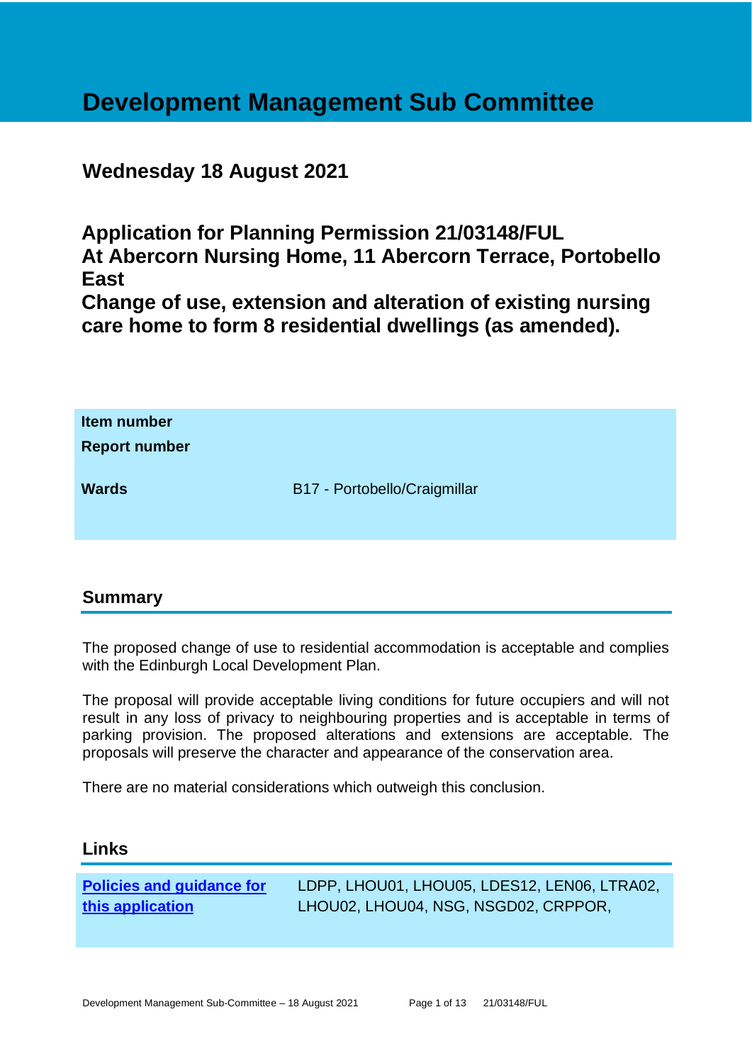# Development Management Sub Committee

## Wednesday 18 August 2021

## Application for Planning Permission 21/03148/FUL At Abercorn Nursing Home, 11 Abercorn Terrace, Portobello East Change of use, extension and alteration of existing nursing care home to form 8 residential dwellings (as amended).

| | |
|---|---|
| **Item number** | |
| **Report number** | |
| **Wards** | B17 - Portobello/Craigmillar |

## Summary

The proposed change of use to residential accommodation is acceptable and complies with the Edinburgh Local Development Plan.

The proposal will provide acceptable living conditions for future occupiers and will not result in any loss of privacy to neighbouring properties and is acceptable in terms of parking provision. The proposed alterations and extensions are acceptable. The proposals will preserve the character and appearance of the conservation area.

There are no material considerations which outweigh this conclusion.

## Links

| | |
|---|---|
| **Policies and guidance for this application** | LDPP, LHOU01, LHOU05, LDES12, LEN06, LTRA02, LHOU02, LHOU04, NSG, NSGD02, CRPPOR, |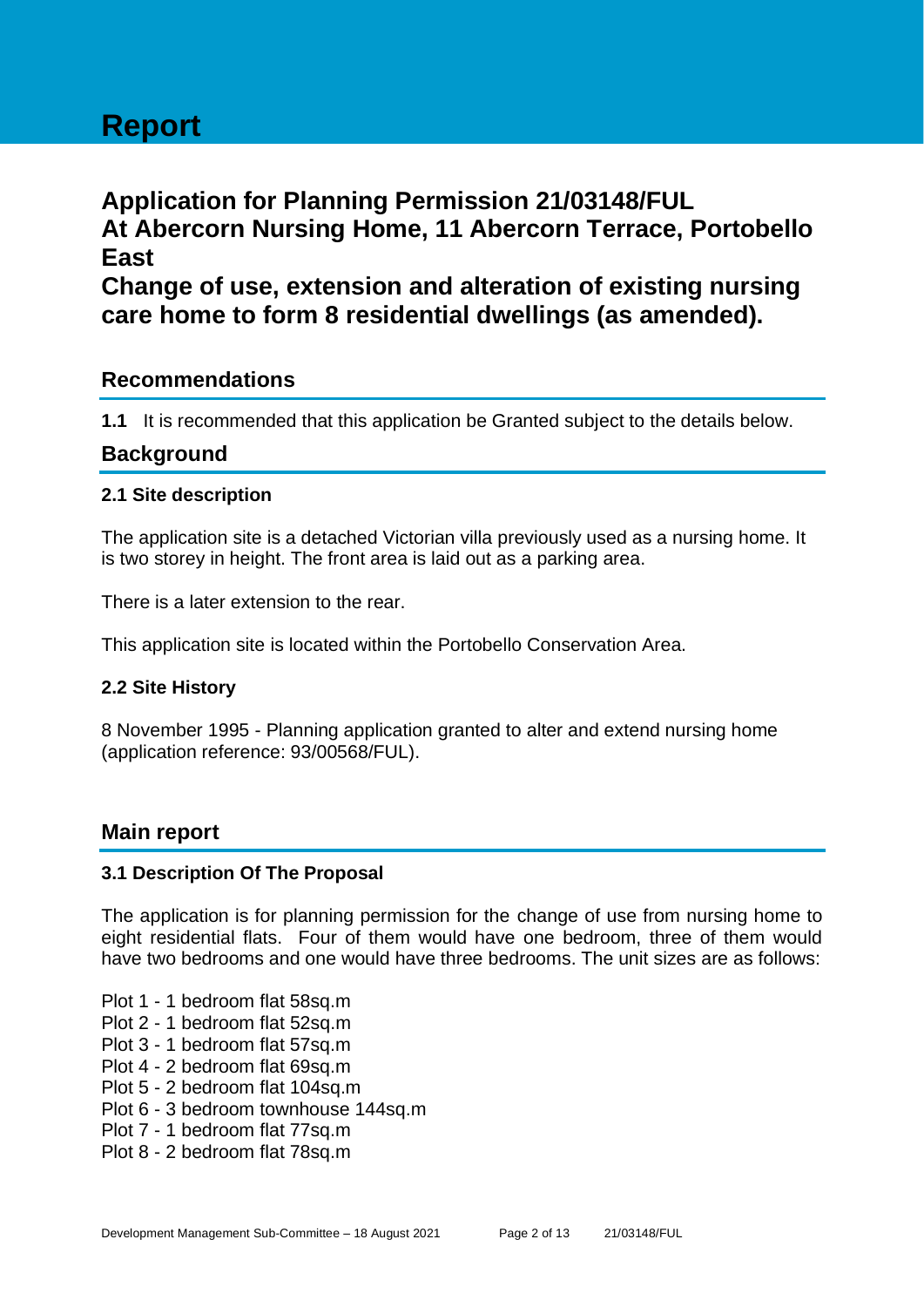# Report

## Application for Planning Permission 21/03148/FUL At Abercorn Nursing Home, 11 Abercorn Terrace, Portobello East Change of use, extension and alteration of existing nursing care home to form 8 residential dwellings (as amended).

## Recommendations

**1.1** It is recommended that this application be Granted subject to the details below.

## Background

### 2.1 Site description

The application site is a detached Victorian villa previously used as a nursing home. It is two storey in height. The front area is laid out as a parking area.

There is a later extension to the rear.

This application site is located within the Portobello Conservation Area.

### 2.2 Site History

8 November 1995 - Planning application granted to alter and extend nursing home (application reference: 93/00568/FUL).

## Main report

### 3.1 Description Of The Proposal

The application is for planning permission for the change of use from nursing home to eight residential flats. Four of them would have one bedroom, three of them would have two bedrooms and one would have three bedrooms. The unit sizes are as follows:

Plot 1 - 1 bedroom flat 58sq.m
Plot 2 - 1 bedroom flat 52sq.m
Plot 3 - 1 bedroom flat 57sq.m
Plot 4 - 2 bedroom flat 69sq.m
Plot 5 - 2 bedroom flat 104sq.m
Plot 6 - 3 bedroom townhouse 144sq.m
Plot 7 - 1 bedroom flat 77sq.m
Plot 8 - 2 bedroom flat 78sq.m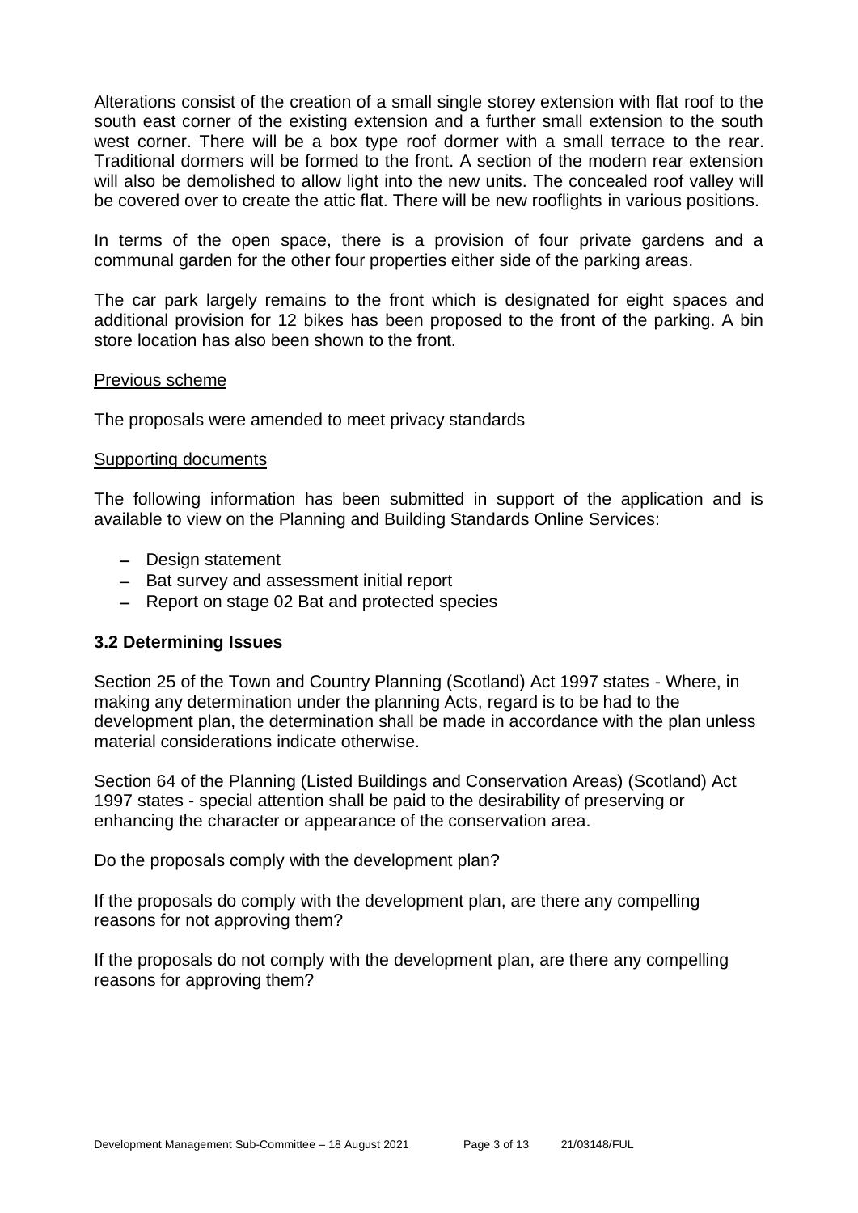Alterations consist of the creation of a small single storey extension with flat roof to the south east corner of the existing extension and a further small extension to the south west corner. There will be a box type roof dormer with a small terrace to the rear. Traditional dormers will be formed to the front. A section of the modern rear extension will also be demolished to allow light into the new units. The concealed roof valley will be covered over to create the attic flat. There will be new rooflights in various positions.

In terms of the open space, there is a provision of four private gardens and a communal garden for the other four properties either side of the parking areas.

The car park largely remains to the front which is designated for eight spaces and additional provision for 12 bikes has been proposed to the front of the parking. A bin store location has also been shown to the front.

Previous scheme

The proposals were amended to meet privacy standards

Supporting documents

The following information has been submitted in support of the application and is available to view on the Planning and Building Standards Online Services:

- Design statement
- Bat survey and assessment initial report
- Report on stage 02 Bat and protected species

### 3.2 Determining Issues

Section 25 of the Town and Country Planning (Scotland) Act 1997 states - Where, in making any determination under the planning Acts, regard is to be had to the development plan, the determination shall be made in accordance with the plan unless material considerations indicate otherwise.

Section 64 of the Planning (Listed Buildings and Conservation Areas) (Scotland) Act 1997 states - special attention shall be paid to the desirability of preserving or enhancing the character or appearance of the conservation area.

Do the proposals comply with the development plan?

If the proposals do comply with the development plan, are there any compelling reasons for not approving them?

If the proposals do not comply with the development plan, are there any compelling reasons for approving them?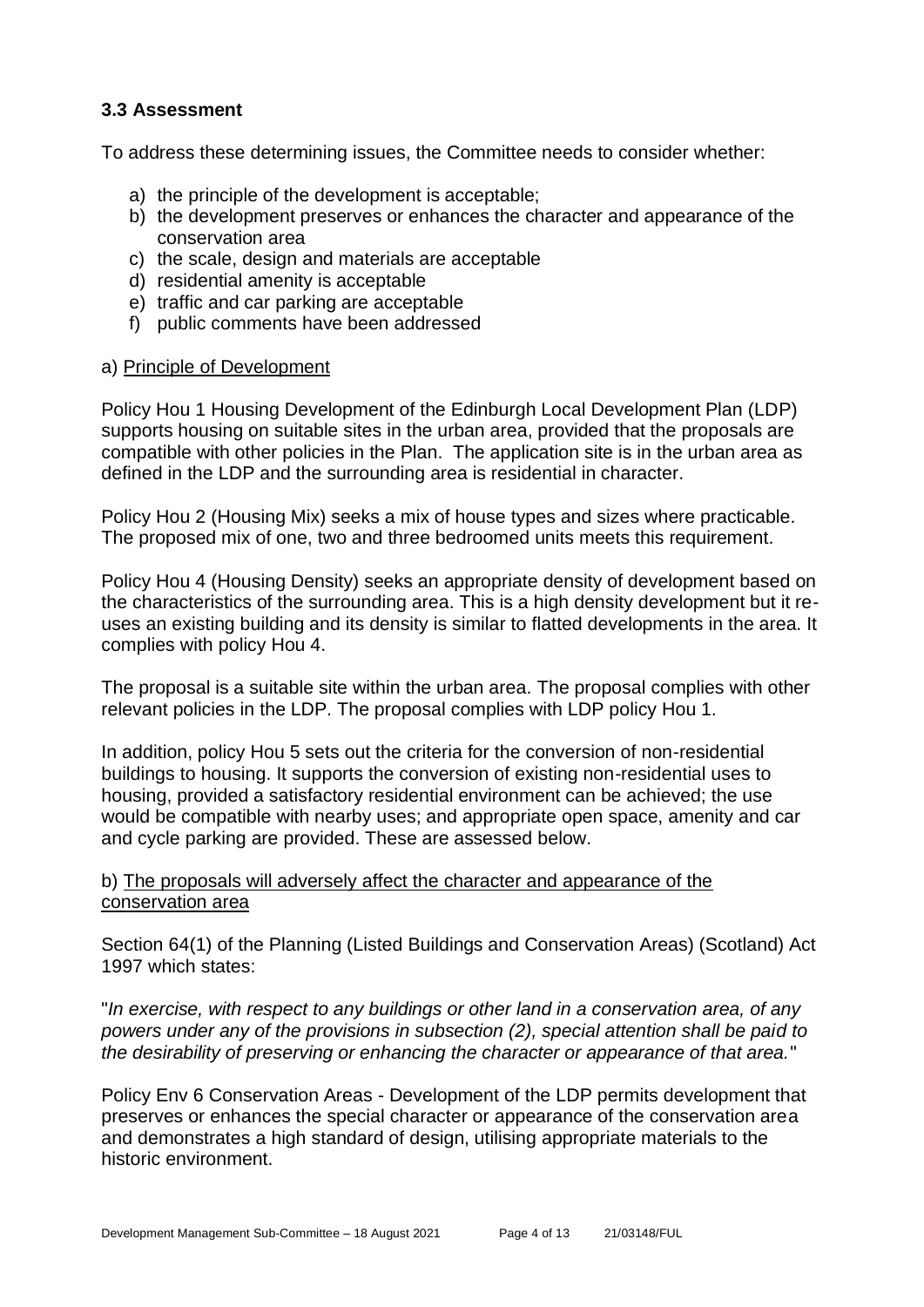### 3.3 Assessment

To address these determining issues, the Committee needs to consider whether:

a) the principle of the development is acceptable;
b) the development preserves or enhances the character and appearance of the conservation area
c) the scale, design and materials are acceptable
d) residential amenity is acceptable
e) traffic and car parking are acceptable
f) public comments have been addressed

a) <u>Principle of Development</u>

Policy Hou 1 Housing Development of the Edinburgh Local Development Plan (LDP) supports housing on suitable sites in the urban area, provided that the proposals are compatible with other policies in the Plan. The application site is in the urban area as defined in the LDP and the surrounding area is residential in character.

Policy Hou 2 (Housing Mix) seeks a mix of house types and sizes where practicable. The proposed mix of one, two and three bedroomed units meets this requirement.

Policy Hou 4 (Housing Density) seeks an appropriate density of development based on the characteristics of the surrounding area. This is a high density development but it re-uses an existing building and its density is similar to flatted developments in the area. It complies with policy Hou 4.

The proposal is a suitable site within the urban area. The proposal complies with other relevant policies in the LDP. The proposal complies with LDP policy Hou 1.

In addition, policy Hou 5 sets out the criteria for the conversion of non-residential buildings to housing. It supports the conversion of existing non-residential uses to housing, provided a satisfactory residential environment can be achieved; the use would be compatible with nearby uses; and appropriate open space, amenity and car and cycle parking are provided. These are assessed below.

b) <u>The proposals will adversely affect the character and appearance of the conservation area</u>

Section 64(1) of the Planning (Listed Buildings and Conservation Areas) (Scotland) Act 1997 which states:

"*In exercise, with respect to any buildings or other land in a conservation area, of any powers under any of the provisions in subsection (2), special attention shall be paid to the desirability of preserving or enhancing the character or appearance of that area.*"

Policy Env 6 Conservation Areas - Development of the LDP permits development that preserves or enhances the special character or appearance of the conservation area and demonstrates a high standard of design, utilising appropriate materials to the historic environment.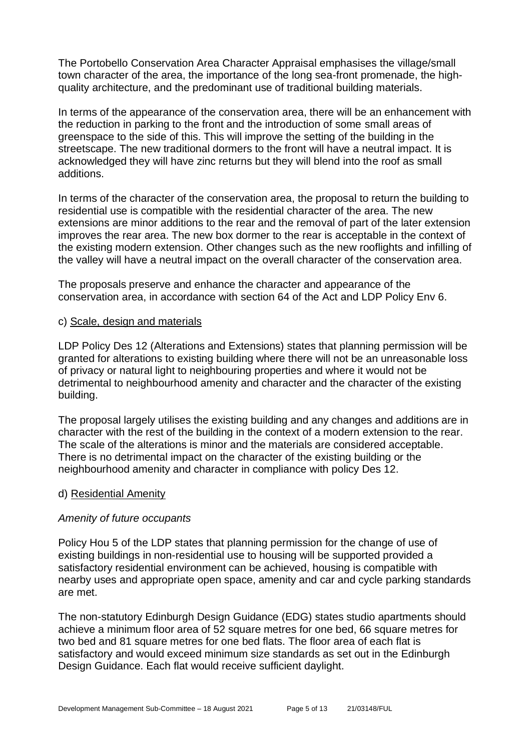The Portobello Conservation Area Character Appraisal emphasises the village/small town character of the area, the importance of the long sea-front promenade, the high-quality architecture, and the predominant use of traditional building materials.

In terms of the appearance of the conservation area, there will be an enhancement with the reduction in parking to the front and the introduction of some small areas of greenspace to the side of this. This will improve the setting of the building in the streetscape. The new traditional dormers to the front will have a neutral impact. It is acknowledged they will have zinc returns but they will blend into the roof as small additions.

In terms of the character of the conservation area, the proposal to return the building to residential use is compatible with the residential character of the area. The new extensions are minor additions to the rear and the removal of part of the later extension improves the rear area. The new box dormer to the rear is acceptable in the context of the existing modern extension. Other changes such as the new rooflights and infilling of the valley will have a neutral impact on the overall character of the conservation area.

The proposals preserve and enhance the character and appearance of the conservation area, in accordance with section 64 of the Act and LDP Policy Env 6.

c) Scale, design and materials

LDP Policy Des 12 (Alterations and Extensions) states that planning permission will be granted for alterations to existing building where there will not be an unreasonable loss of privacy or natural light to neighbouring properties and where it would not be detrimental to neighbourhood amenity and character and the character of the existing building.

The proposal largely utilises the existing building and any changes and additions are in character with the rest of the building in the context of a modern extension to the rear. The scale of the alterations is minor and the materials are considered acceptable. There is no detrimental impact on the character of the existing building or the neighbourhood amenity and character in compliance with policy Des 12.

d) Residential Amenity

*Amenity of future occupants*

Policy Hou 5 of the LDP states that planning permission for the change of use of existing buildings in non-residential use to housing will be supported provided a satisfactory residential environment can be achieved, housing is compatible with nearby uses and appropriate open space, amenity and car and cycle parking standards are met.

The non-statutory Edinburgh Design Guidance (EDG) states studio apartments should achieve a minimum floor area of 52 square metres for one bed, 66 square metres for two bed and 81 square metres for one bed flats. The floor area of each flat is satisfactory and would exceed minimum size standards as set out in the Edinburgh Design Guidance. Each flat would receive sufficient daylight.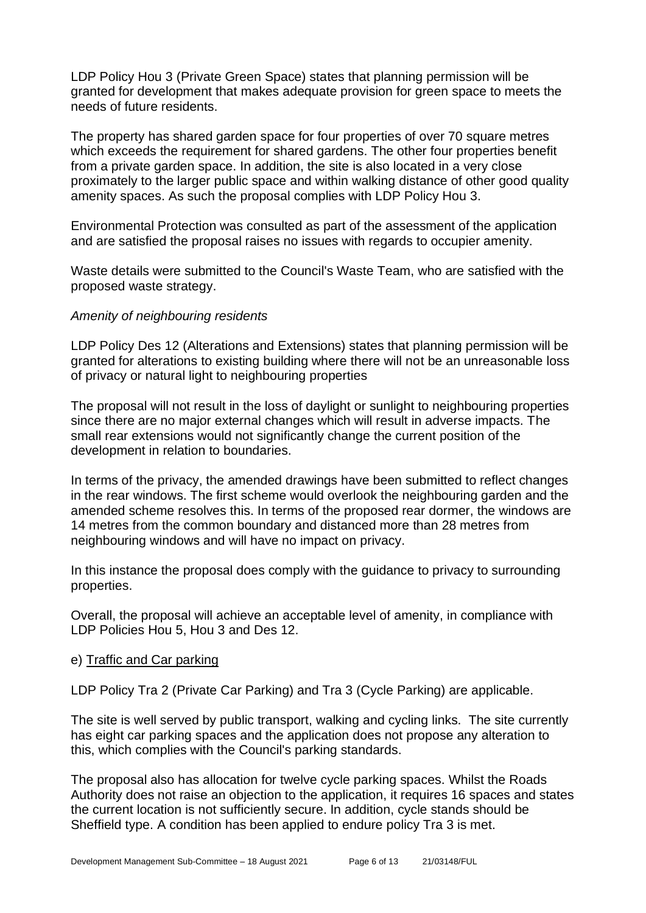LDP Policy Hou 3 (Private Green Space) states that planning permission will be granted for development that makes adequate provision for green space to meets the needs of future residents.

The property has shared garden space for four properties of over 70 square metres which exceeds the requirement for shared gardens. The other four properties benefit from a private garden space. In addition, the site is also located in a very close proximately to the larger public space and within walking distance of other good quality amenity spaces. As such the proposal complies with LDP Policy Hou 3.

Environmental Protection was consulted as part of the assessment of the application and are satisfied the proposal raises no issues with regards to occupier amenity.

Waste details were submitted to the Council's Waste Team, who are satisfied with the proposed waste strategy.

*Amenity of neighbouring residents*

LDP Policy Des 12 (Alterations and Extensions) states that planning permission will be granted for alterations to existing building where there will not be an unreasonable loss of privacy or natural light to neighbouring properties

The proposal will not result in the loss of daylight or sunlight to neighbouring properties since there are no major external changes which will result in adverse impacts. The small rear extensions would not significantly change the current position of the development in relation to boundaries.

In terms of the privacy, the amended drawings have been submitted to reflect changes in the rear windows. The first scheme would overlook the neighbouring garden and the amended scheme resolves this. In terms of the proposed rear dormer, the windows are 14 metres from the common boundary and distanced more than 28 metres from neighbouring windows and will have no impact on privacy.

In this instance the proposal does comply with the guidance to privacy to surrounding properties.

Overall, the proposal will achieve an acceptable level of amenity, in compliance with LDP Policies Hou 5, Hou 3 and Des 12.

e) Traffic and Car parking

LDP Policy Tra 2 (Private Car Parking) and Tra 3 (Cycle Parking) are applicable.

The site is well served by public transport, walking and cycling links. The site currently has eight car parking spaces and the application does not propose any alteration to this, which complies with the Council's parking standards.

The proposal also has allocation for twelve cycle parking spaces. Whilst the Roads Authority does not raise an objection to the application, it requires 16 spaces and states the current location is not sufficiently secure. In addition, cycle stands should be Sheffield type. A condition has been applied to endure policy Tra 3 is met.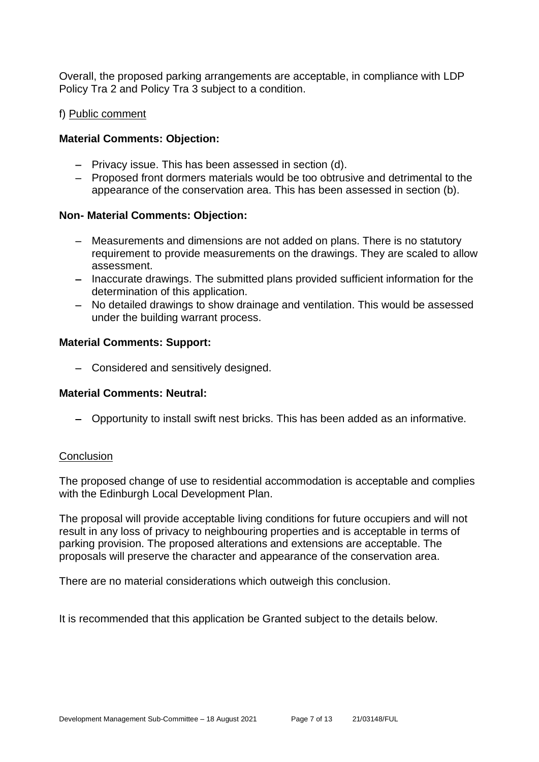Overall, the proposed parking arrangements are acceptable, in compliance with LDP Policy Tra 2 and Policy Tra 3 subject to a condition.

f) Public comment

**Material Comments: Objection:**

- Privacy issue. This has been assessed in section (d).
- Proposed front dormers materials would be too obtrusive and detrimental to the appearance of the conservation area. This has been assessed in section (b).

**Non- Material Comments: Objection:**

- Measurements and dimensions are not added on plans. There is no statutory requirement to provide measurements on the drawings. They are scaled to allow assessment.
- Inaccurate drawings. The submitted plans provided sufficient information for the determination of this application.
- No detailed drawings to show drainage and ventilation. This would be assessed under the building warrant process.

**Material Comments: Support:**

- Considered and sensitively designed.

**Material Comments: Neutral:**

- Opportunity to install swift nest bricks. This has been added as an informative.

Conclusion

The proposed change of use to residential accommodation is acceptable and complies with the Edinburgh Local Development Plan.

The proposal will provide acceptable living conditions for future occupiers and will not result in any loss of privacy to neighbouring properties and is acceptable in terms of parking provision. The proposed alterations and extensions are acceptable. The proposals will preserve the character and appearance of the conservation area.

There are no material considerations which outweigh this conclusion.

It is recommended that this application be Granted subject to the details below.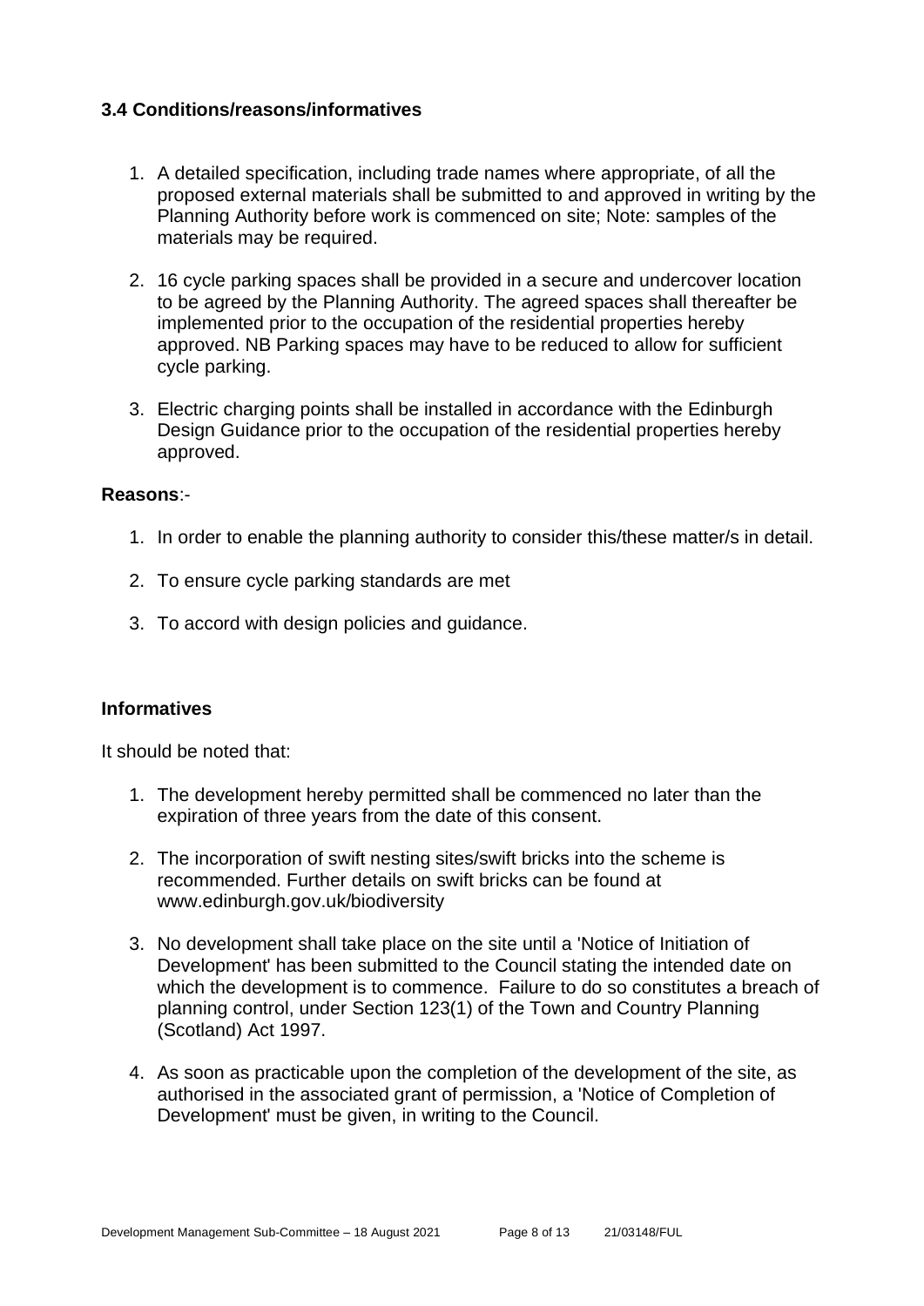### 3.4 Conditions/reasons/informatives

1. A detailed specification, including trade names where appropriate, of all the proposed external materials shall be submitted to and approved in writing by the Planning Authority before work is commenced on site; Note: samples of the materials may be required.

2. 16 cycle parking spaces shall be provided in a secure and undercover location to be agreed by the Planning Authority. The agreed spaces shall thereafter be implemented prior to the occupation of the residential properties hereby approved. NB Parking spaces may have to be reduced to allow for sufficient cycle parking.

3. Electric charging points shall be installed in accordance with the Edinburgh Design Guidance prior to the occupation of the residential properties hereby approved.

**Reasons**:-

1. In order to enable the planning authority to consider this/these matter/s in detail.

2. To ensure cycle parking standards are met

3. To accord with design policies and guidance.

**Informatives**

It should be noted that:

1. The development hereby permitted shall be commenced no later than the expiration of three years from the date of this consent.

2. The incorporation of swift nesting sites/swift bricks into the scheme is recommended. Further details on swift bricks can be found at www.edinburgh.gov.uk/biodiversity

3. No development shall take place on the site until a 'Notice of Initiation of Development' has been submitted to the Council stating the intended date on which the development is to commence. Failure to do so constitutes a breach of planning control, under Section 123(1) of the Town and Country Planning (Scotland) Act 1997.

4. As soon as practicable upon the completion of the development of the site, as authorised in the associated grant of permission, a 'Notice of Completion of Development' must be given, in writing to the Council.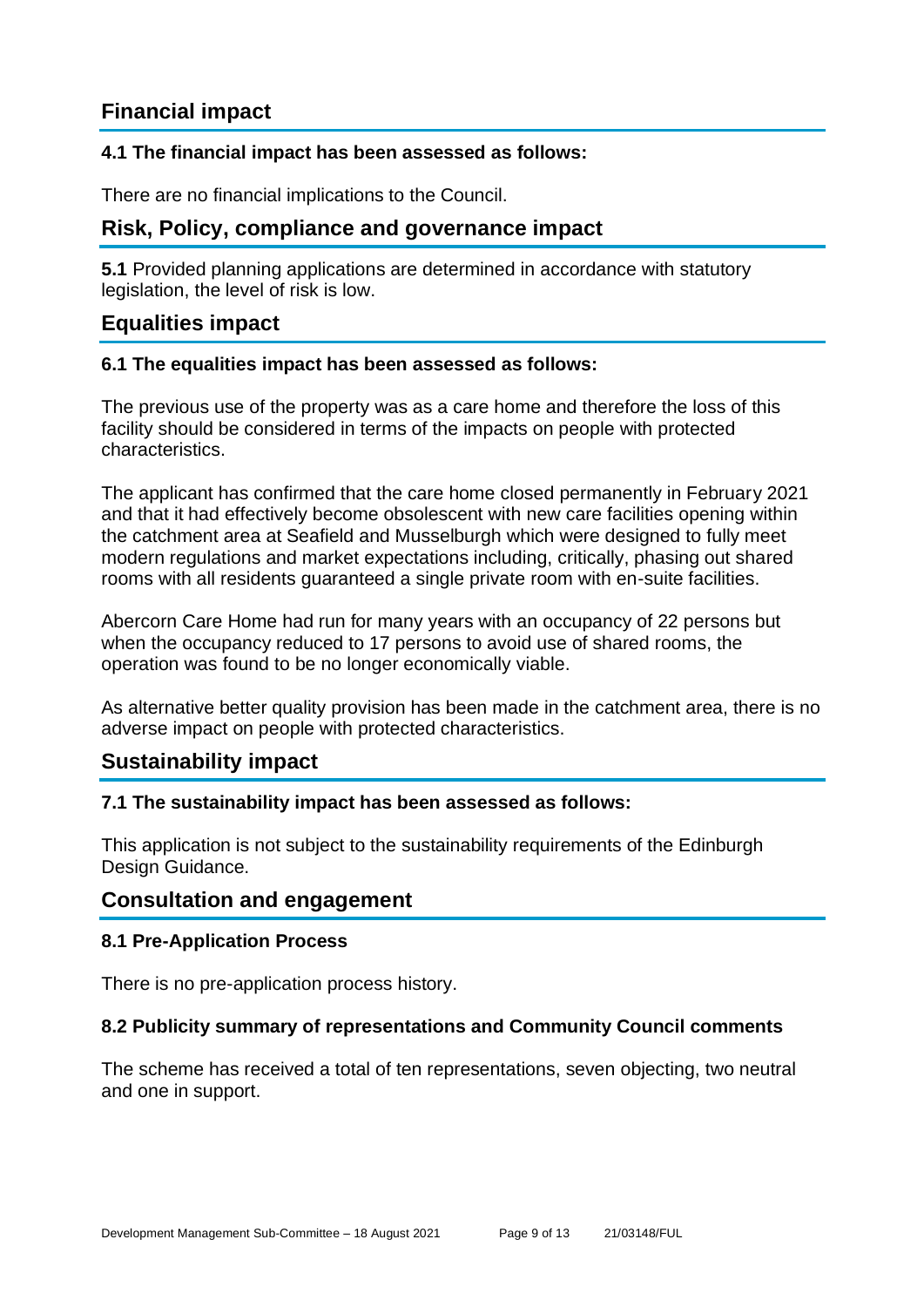## Financial impact

### 4.1 The financial impact has been assessed as follows:

There are no financial implications to the Council.

## Risk, Policy, compliance and governance impact

**5.1** Provided planning applications are determined in accordance with statutory legislation, the level of risk is low.

## Equalities impact

### 6.1 The equalities impact has been assessed as follows:

The previous use of the property was as a care home and therefore the loss of this facility should be considered in terms of the impacts on people with protected characteristics.

The applicant has confirmed that the care home closed permanently in February 2021 and that it had effectively become obsolescent with new care facilities opening within the catchment area at Seafield and Musselburgh which were designed to fully meet modern regulations and market expectations including, critically, phasing out shared rooms with all residents guaranteed a single private room with en-suite facilities.

Abercorn Care Home had run for many years with an occupancy of 22 persons but when the occupancy reduced to 17 persons to avoid use of shared rooms, the operation was found to be no longer economically viable.

As alternative better quality provision has been made in the catchment area, there is no adverse impact on people with protected characteristics.

## Sustainability impact

### 7.1 The sustainability impact has been assessed as follows:

This application is not subject to the sustainability requirements of the Edinburgh Design Guidance.

## Consultation and engagement

### 8.1 Pre-Application Process

There is no pre-application process history.

### 8.2 Publicity summary of representations and Community Council comments

The scheme has received a total of ten representations, seven objecting, two neutral and one in support.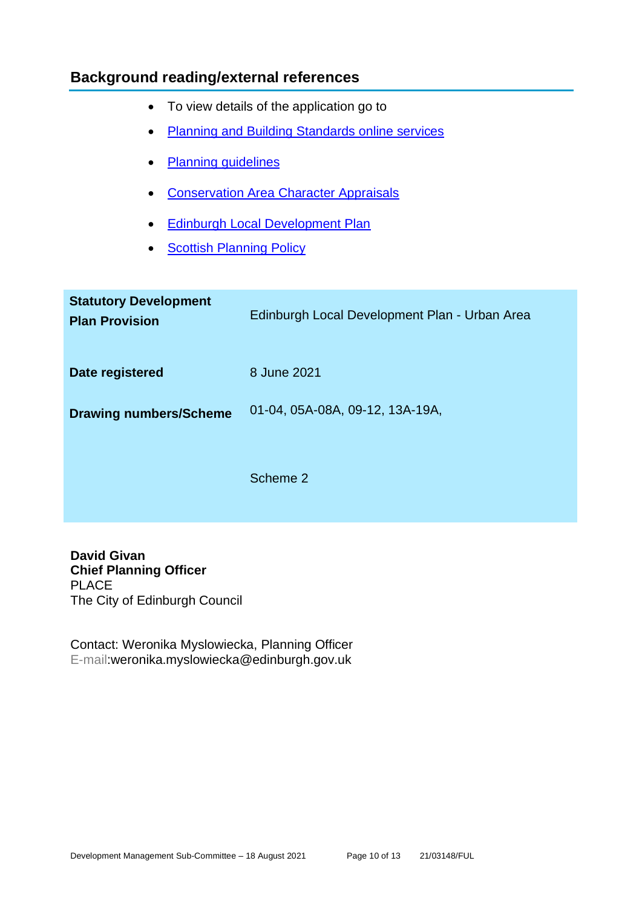## Background reading/external references

- To view details of the application go to
- Planning and Building Standards online services
- Planning guidelines
- Conservation Area Character Appraisals
- Edinburgh Local Development Plan
- Scottish Planning Policy

| | |
|---|---|
| **Statutory Development Plan Provision** | Edinburgh Local Development Plan - Urban Area |
| **Date registered** | 8 June 2021 |
| **Drawing numbers/Scheme** | 01-04, 05A-08A, 09-12, 13A-19A,<br><br>Scheme 2 |

**David Givan**
**Chief Planning Officer**
PLACE
The City of Edinburgh Council

Contact: Weronika Myslowiecka, Planning Officer
E-mail:weronika.myslowiecka@edinburgh.gov.uk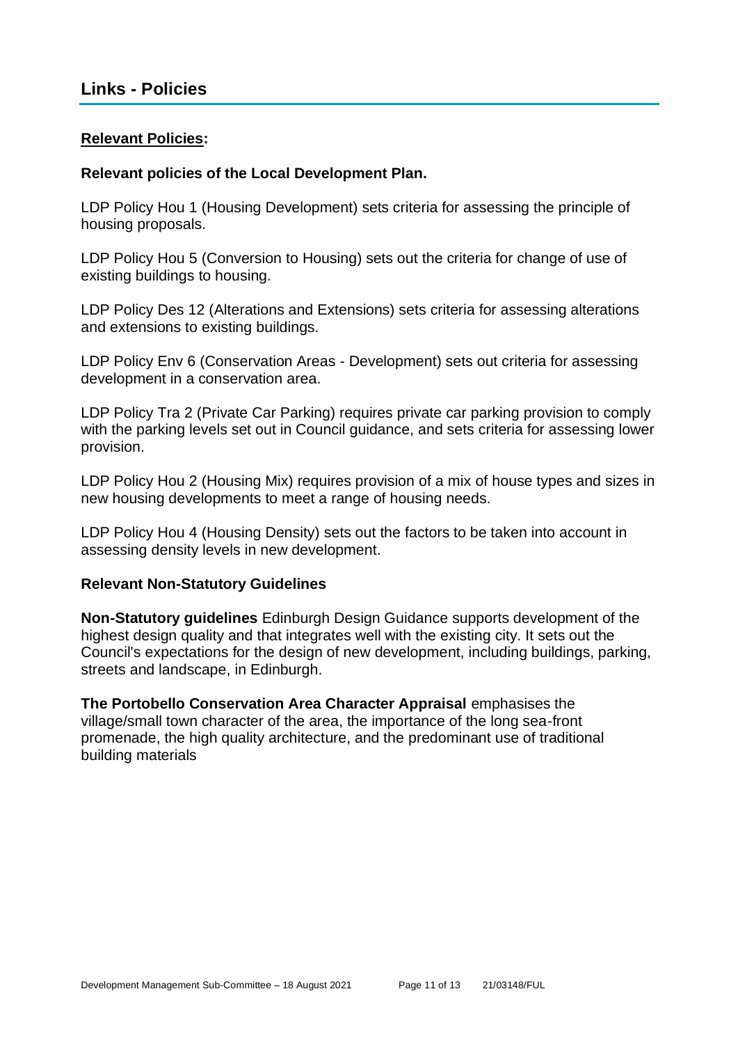# Links - Policies

**Relevant Policies:**

**Relevant policies of the Local Development Plan.**

LDP Policy Hou 1 (Housing Development) sets criteria for assessing the principle of housing proposals.

LDP Policy Hou 5 (Conversion to Housing) sets out the criteria for change of use of existing buildings to housing.

LDP Policy Des 12 (Alterations and Extensions) sets criteria for assessing alterations and extensions to existing buildings.

LDP Policy Env 6 (Conservation Areas - Development) sets out criteria for assessing development in a conservation area.

LDP Policy Tra 2 (Private Car Parking) requires private car parking provision to comply with the parking levels set out in Council guidance, and sets criteria for assessing lower provision.

LDP Policy Hou 2 (Housing Mix) requires provision of a mix of house types and sizes in new housing developments to meet a range of housing needs.

LDP Policy Hou 4 (Housing Density) sets out the factors to be taken into account in assessing density levels in new development.

**Relevant Non-Statutory Guidelines**

**Non-Statutory guidelines** Edinburgh Design Guidance supports development of the highest design quality and that integrates well with the existing city. It sets out the Council's expectations for the design of new development, including buildings, parking, streets and landscape, in Edinburgh.

**The Portobello Conservation Area Character Appraisal** emphasises the village/small town character of the area, the importance of the long sea-front promenade, the high quality architecture, and the predominant use of traditional building materials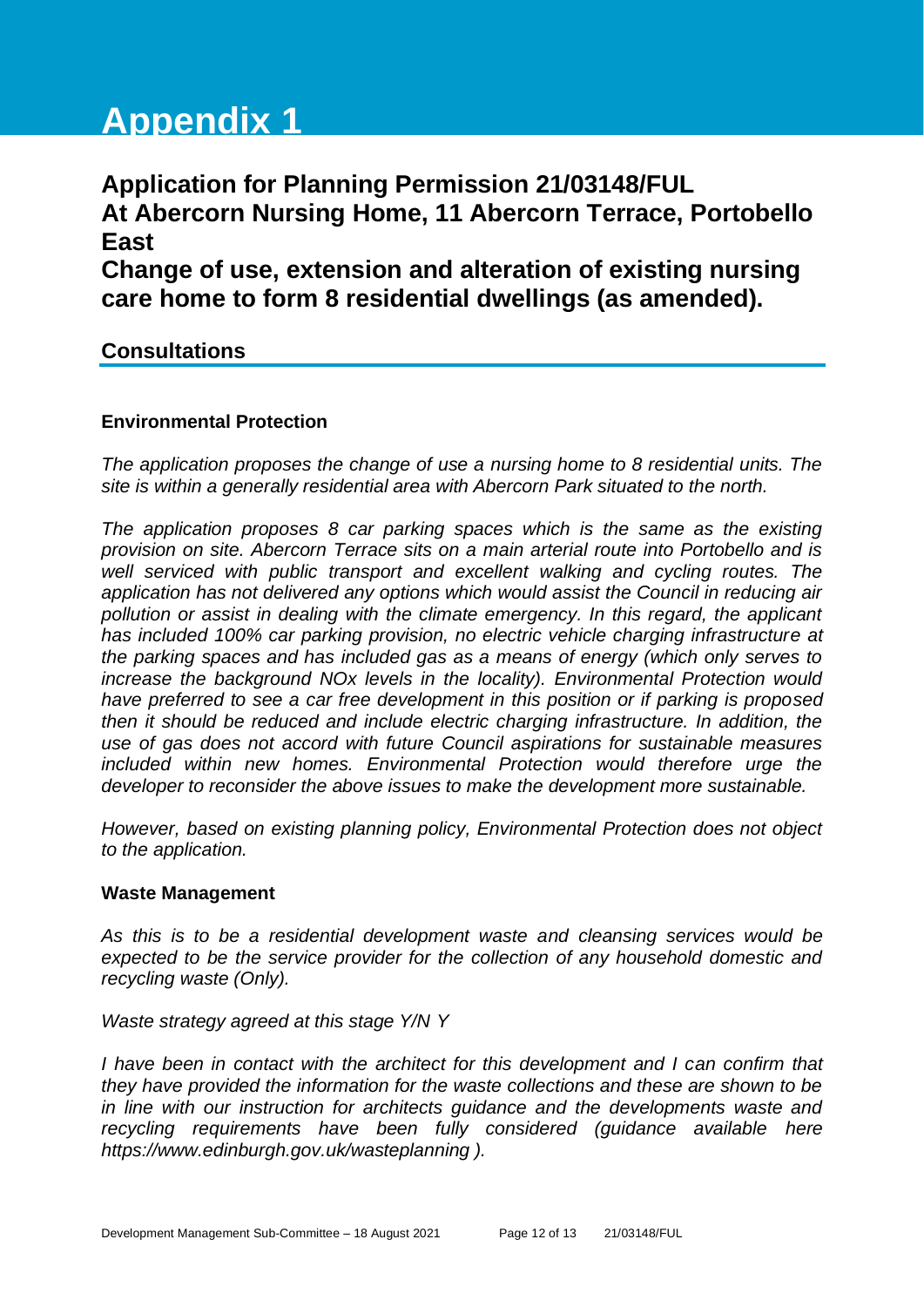# Appendix 1

## Application for Planning Permission 21/03148/FUL
## At Abercorn Nursing Home, 11 Abercorn Terrace, Portobello East
## Change of use, extension and alteration of existing nursing care home to form 8 residential dwellings (as amended).

### Consultations

**Environmental Protection**

*The application proposes the change of use a nursing home to 8 residential units. The site is within a generally residential area with Abercorn Park situated to the north.*

*The application proposes 8 car parking spaces which is the same as the existing provision on site. Abercorn Terrace sits on a main arterial route into Portobello and is well serviced with public transport and excellent walking and cycling routes. The application has not delivered any options which would assist the Council in reducing air pollution or assist in dealing with the climate emergency. In this regard, the applicant has included 100% car parking provision, no electric vehicle charging infrastructure at the parking spaces and has included gas as a means of energy (which only serves to increase the background NOx levels in the locality). Environmental Protection would have preferred to see a car free development in this position or if parking is proposed then it should be reduced and include electric charging infrastructure. In addition, the use of gas does not accord with future Council aspirations for sustainable measures included within new homes. Environmental Protection would therefore urge the developer to reconsider the above issues to make the development more sustainable.*

*However, based on existing planning policy, Environmental Protection does not object to the application.*

**Waste Management**

*As this is to be a residential development waste and cleansing services would be expected to be the service provider for the collection of any household domestic and recycling waste (Only).*

*Waste strategy agreed at this stage Y/N Y*

*I have been in contact with the architect for this development and I can confirm that they have provided the information for the waste collections and these are shown to be in line with our instruction for architects guidance and the developments waste and recycling requirements have been fully considered (guidance available here https://www.edinburgh.gov.uk/wasteplanning ).*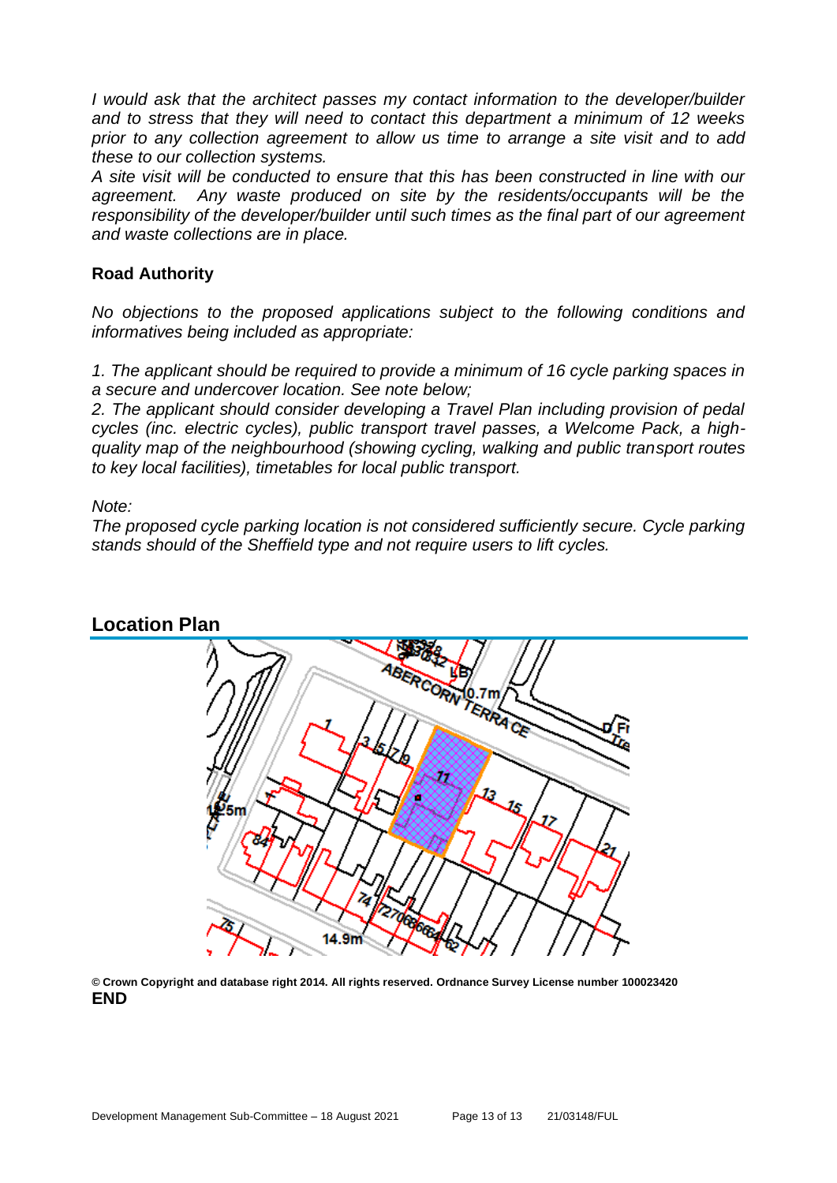*I would ask that the architect passes my contact information to the developer/builder and to stress that they will need to contact this department a minimum of 12 weeks prior to any collection agreement to allow us time to arrange a site visit and to add these to our collection systems.*

*A site visit will be conducted to ensure that this has been constructed in line with our agreement. Any waste produced on site by the residents/occupants will be the responsibility of the developer/builder until such times as the final part of our agreement and waste collections are in place.*

**Road Authority**

*No objections to the proposed applications subject to the following conditions and informatives being included as appropriate:*

*1. The applicant should be required to provide a minimum of 16 cycle parking spaces in a secure and undercover location. See note below;*

*2. The applicant should consider developing a Travel Plan including provision of pedal cycles (inc. electric cycles), public transport travel passes, a Welcome Pack, a high-quality map of the neighbourhood (showing cycling, walking and public transport routes to key local facilities), timetables for local public transport.*

*Note:*

*The proposed cycle parking location is not considered sufficiently secure. Cycle parking stands should of the Sheffield type and not require users to lift cycles.*

## Location Plan

**© Crown Copyright and database right 2014. All rights reserved. Ordnance Survey License number 100023420**

**END**